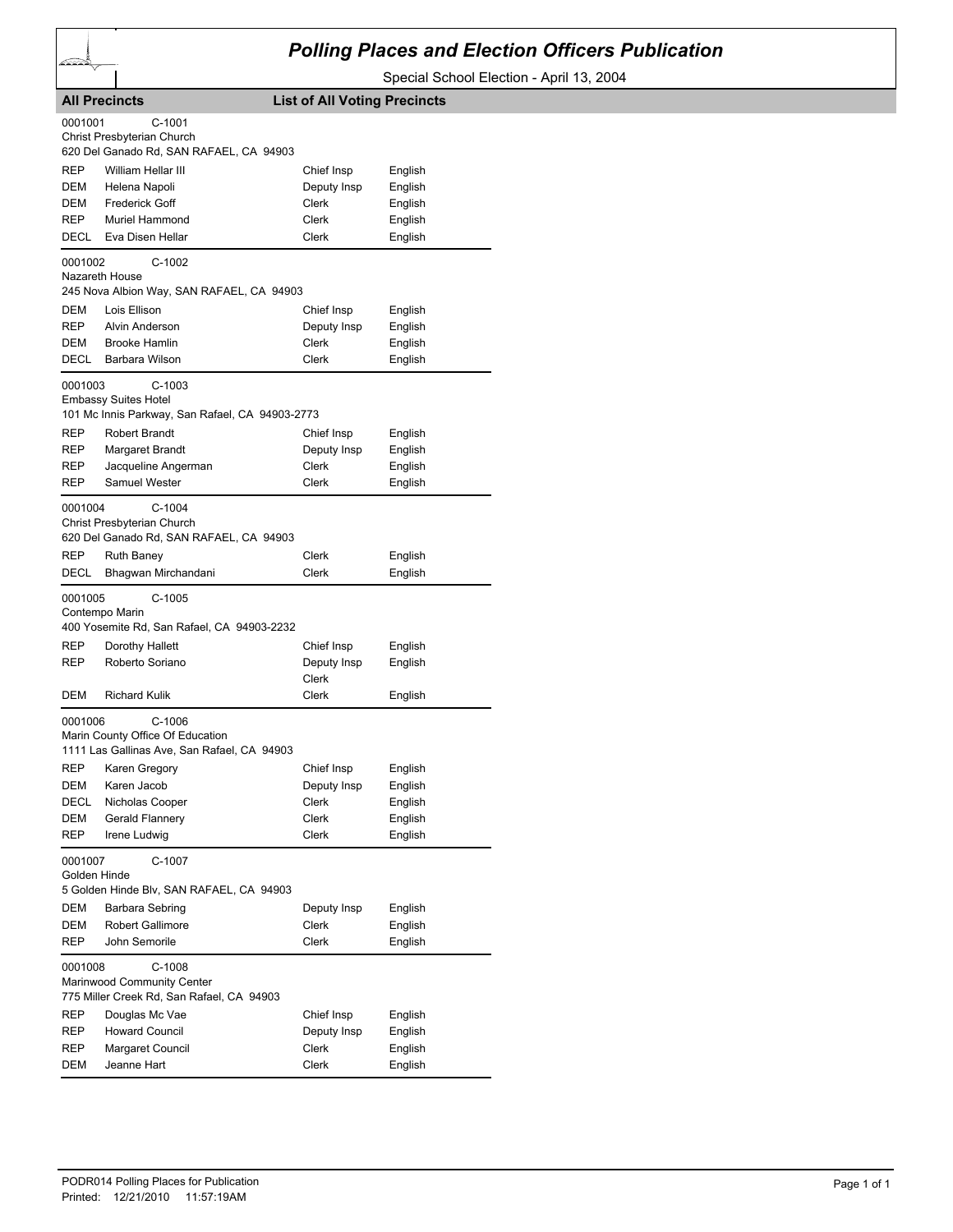# Polling Places and Election Officers Publication

Special School Election - April 13, 2004

**All Precincts** — **List of All Voting Precincts**

0001001 C-1001
Christ Presbyterian Church
620 Del Ganado Rd, SAN RAFAEL, CA 94903

| Party | Name | Position | Language |
|---|---|---|---|
| REP | William Hellar III | Chief Insp | English |
| DEM | Helena Napoli | Deputy Insp | English |
| DEM | Frederick Goff | Clerk | English |
| REP | Muriel Hammond | Clerk | English |
| DECL | Eva Disen Hellar | Clerk | English |

0001002 C-1002
Nazareth House
245 Nova Albion Way, SAN RAFAEL, CA 94903

| Party | Name | Position | Language |
|---|---|---|---|
| DEM | Lois Ellison | Chief Insp | English |
| REP | Alvin Anderson | Deputy Insp | English |
| DEM | Brooke Hamlin | Clerk | English |
| DECL | Barbara Wilson | Clerk | English |

0001003 C-1003
Embassy Suites Hotel
101 Mc Innis Parkway, San Rafael, CA 94903-2773

| Party | Name | Position | Language |
|---|---|---|---|
| REP | Robert Brandt | Chief Insp | English |
| REP | Margaret Brandt | Deputy Insp | English |
| REP | Jacqueline Angerman | Clerk | English |
| REP | Samuel Wester | Clerk | English |

0001004 C-1004
Christ Presbyterian Church
620 Del Ganado Rd, SAN RAFAEL, CA 94903

| Party | Name | Position | Language |
|---|---|---|---|
| REP | Ruth Baney | Clerk | English |
| DECL | Bhagwan Mirchandani | Clerk | English |

0001005 C-1005
Contempo Marin
400 Yosemite Rd, San Rafael, CA 94903-2232

| Party | Name | Position | Language |
|---|---|---|---|
| REP | Dorothy Hallett | Chief Insp | English |
| REP | Roberto Soriano | Deputy Insp | English |
| | | Clerk | |
| DEM | Richard Kulik | Clerk | English |

0001006 C-1006
Marin County Office Of Education
1111 Las Gallinas Ave, San Rafael, CA 94903

| Party | Name | Position | Language |
|---|---|---|---|
| REP | Karen Gregory | Chief Insp | English |
| DEM | Karen Jacob | Deputy Insp | English |
| DECL | Nicholas Cooper | Clerk | English |
| DEM | Gerald Flannery | Clerk | English |
| REP | Irene Ludwig | Clerk | English |

0001007 C-1007
Golden Hinde
5 Golden Hinde Blv, SAN RAFAEL, CA 94903

| Party | Name | Position | Language |
|---|---|---|---|
| DEM | Barbara Sebring | Deputy Insp | English |
| DEM | Robert Gallimore | Clerk | English |
| REP | John Semorile | Clerk | English |

0001008 C-1008
Marinwood Community Center
775 Miller Creek Rd, San Rafael, CA 94903

| Party | Name | Position | Language |
|---|---|---|---|
| REP | Douglas Mc Vae | Chief Insp | English |
| REP | Howard Council | Deputy Insp | English |
| REP | Margaret Council | Clerk | English |
| DEM | Jeanne Hart | Clerk | English |

PODR014 Polling Places for Publication
Printed: 12/21/2010 11:57:19AM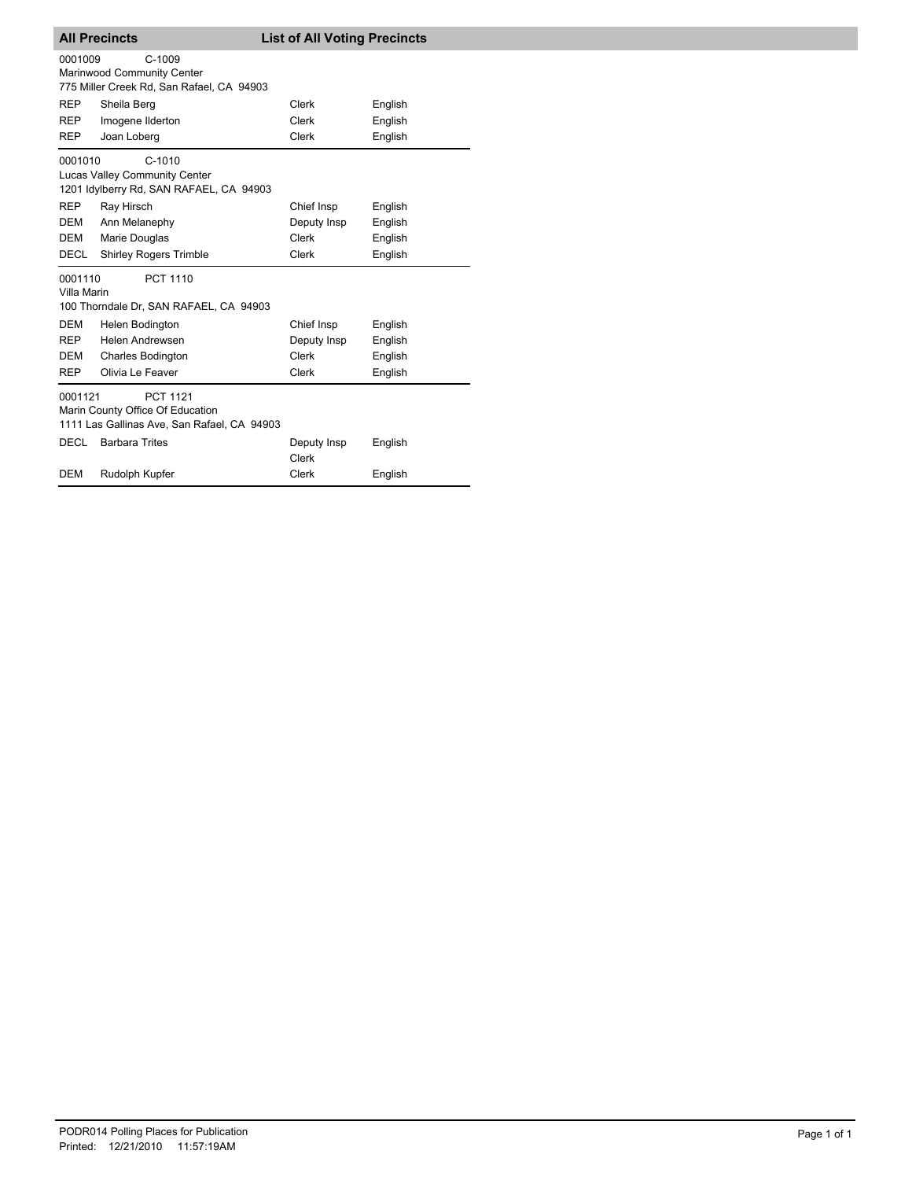## All Precincts — List of All Voting Precincts

**0001009** C-1009
Marinwood Community Center
775 Miller Creek Rd, San Rafael, CA 94903

| Party | Name | Position | Language |
|---|---|---|---|
| REP | Sheila Berg | Clerk | English |
| REP | Imogene Ilderton | Clerk | English |
| REP | Joan Loberg | Clerk | English |

**0001010** C-1010
Lucas Valley Community Center
1201 Idylberry Rd, SAN RAFAEL, CA 94903

| Party | Name | Position | Language |
|---|---|---|---|
| REP | Ray Hirsch | Chief Insp | English |
| DEM | Ann Melanephy | Deputy Insp | English |
| DEM | Marie Douglas | Clerk | English |
| DECL | Shirley Rogers Trimble | Clerk | English |

**0001110** PCT 1110
Villa Marin
100 Thorndale Dr, SAN RAFAEL, CA 94903

| Party | Name | Position | Language |
|---|---|---|---|
| DEM | Helen Bodington | Chief Insp | English |
| REP | Helen Andrewsen | Deputy Insp | English |
| DEM | Charles Bodington | Clerk | English |
| REP | Olivia Le Feaver | Clerk | English |

**0001121** PCT 1121
Marin County Office Of Education
1111 Las Gallinas Ave, San Rafael, CA 94903

| Party | Name | Position | Language |
|---|---|---|---|
| DECL | Barbara Trites | Deputy Insp<br>Clerk | English |
| DEM | Rudolph Kupfer | Clerk | English |

PODR014 Polling Places for Publication
Printed: 12/21/2010 11:57:19AM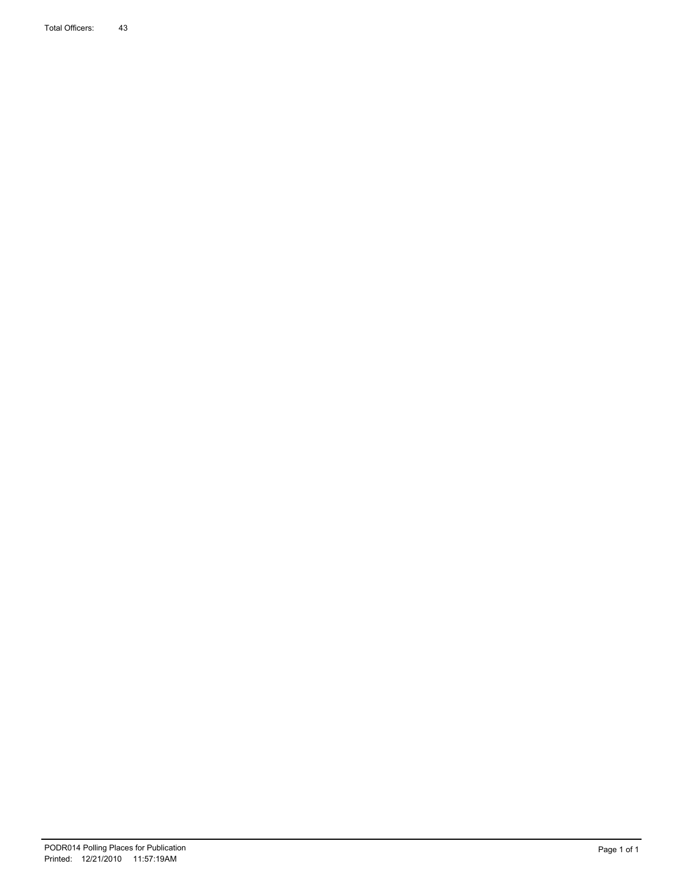Total Officers: 43